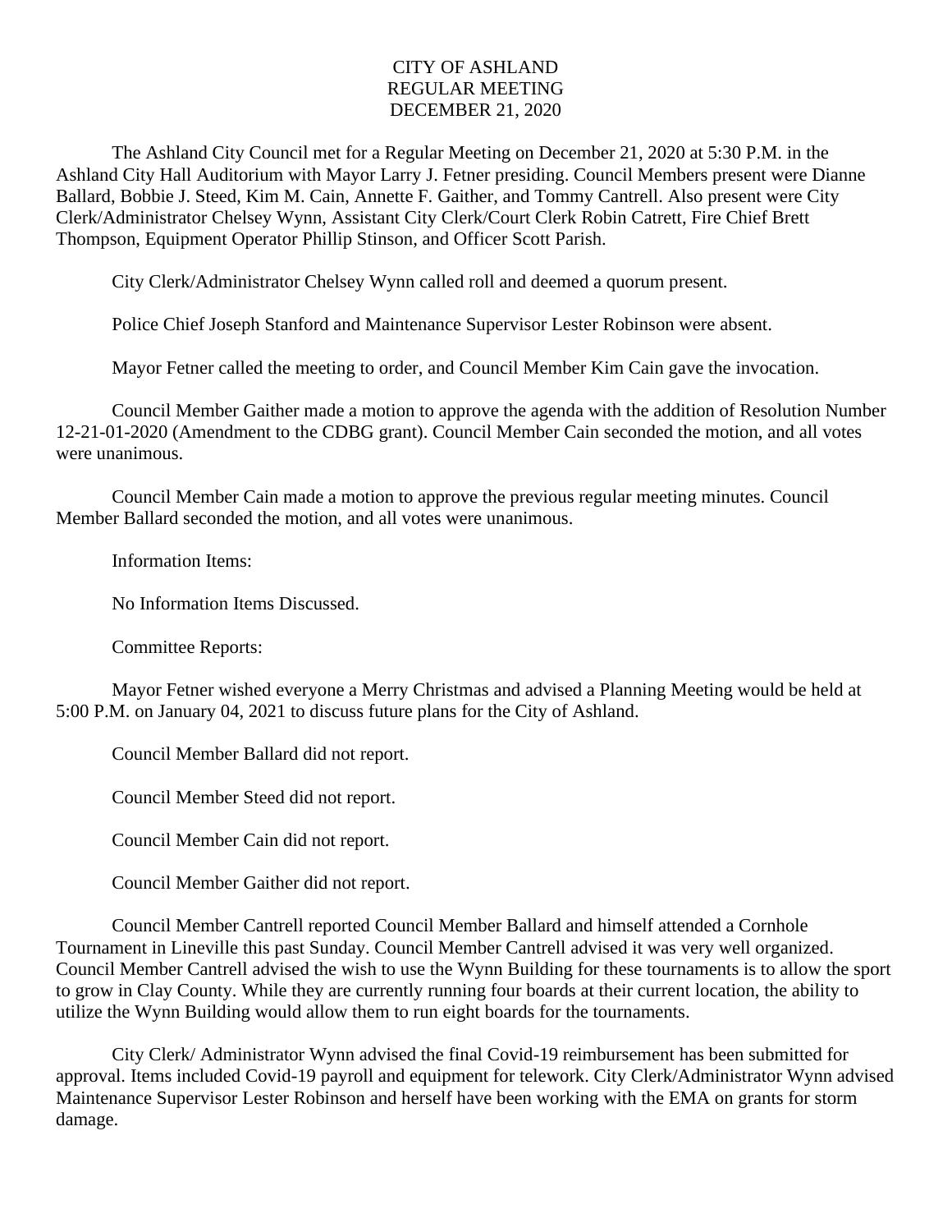# CITY OF ASHLAND
## REGULAR MEETING
## DECEMBER 21, 2020

The Ashland City Council met for a Regular Meeting on December 21, 2020 at 5:30 P.M. in the Ashland City Hall Auditorium with Mayor Larry J. Fetner presiding. Council Members present were Dianne Ballard, Bobbie J. Steed, Kim M. Cain, Annette F. Gaither, and Tommy Cantrell. Also present were City Clerk/Administrator Chelsey Wynn, Assistant City Clerk/Court Clerk Robin Catrett, Fire Chief Brett Thompson, Equipment Operator Phillip Stinson, and Officer Scott Parish.

City Clerk/Administrator Chelsey Wynn called roll and deemed a quorum present.

Police Chief Joseph Stanford and Maintenance Supervisor Lester Robinson were absent.

Mayor Fetner called the meeting to order, and Council Member Kim Cain gave the invocation.

Council Member Gaither made a motion to approve the agenda with the addition of Resolution Number 12-21-01-2020 (Amendment to the CDBG grant). Council Member Cain seconded the motion, and all votes were unanimous.

Council Member Cain made a motion to approve the previous regular meeting minutes. Council Member Ballard seconded the motion, and all votes were unanimous.

Information Items:

No Information Items Discussed.

Committee Reports:

Mayor Fetner wished everyone a Merry Christmas and advised a Planning Meeting would be held at 5:00 P.M. on January 04, 2021 to discuss future plans for the City of Ashland.

Council Member Ballard did not report.

Council Member Steed did not report.

Council Member Cain did not report.

Council Member Gaither did not report.

Council Member Cantrell reported Council Member Ballard and himself attended a Cornhole Tournament in Lineville this past Sunday. Council Member Cantrell advised it was very well organized. Council Member Cantrell advised the wish to use the Wynn Building for these tournaments is to allow the sport to grow in Clay County. While they are currently running four boards at their current location, the ability to utilize the Wynn Building would allow them to run eight boards for the tournaments.

City Clerk/ Administrator Wynn advised the final Covid-19 reimbursement has been submitted for approval. Items included Covid-19 payroll and equipment for telework. City Clerk/Administrator Wynn advised Maintenance Supervisor Lester Robinson and herself have been working with the EMA on grants for storm damage.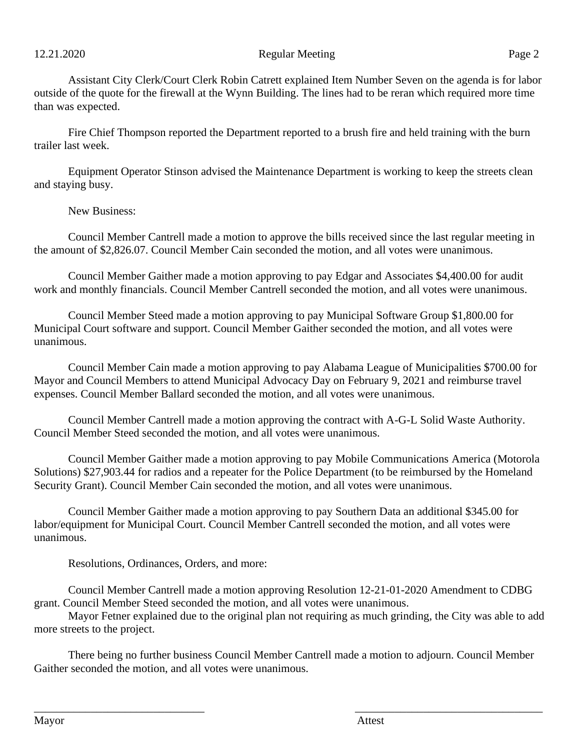Assistant City Clerk/Court Clerk Robin Catrett explained Item Number Seven on the agenda is for labor outside of the quote for the firewall at the Wynn Building. The lines had to be reran which required more time than was expected.

Fire Chief Thompson reported the Department reported to a brush fire and held training with the burn trailer last week.

Equipment Operator Stinson advised the Maintenance Department is working to keep the streets clean and staying busy.

New Business:

Council Member Cantrell made a motion to approve the bills received since the last regular meeting in the amount of $2,826.07. Council Member Cain seconded the motion, and all votes were unanimous.

Council Member Gaither made a motion approving to pay Edgar and Associates $4,400.00 for audit work and monthly financials. Council Member Cantrell seconded the motion, and all votes were unanimous.

Council Member Steed made a motion approving to pay Municipal Software Group $1,800.00 for Municipal Court software and support. Council Member Gaither seconded the motion, and all votes were unanimous.

Council Member Cain made a motion approving to pay Alabama League of Municipalities $700.00 for Mayor and Council Members to attend Municipal Advocacy Day on February 9, 2021 and reimburse travel expenses. Council Member Ballard seconded the motion, and all votes were unanimous.

Council Member Cantrell made a motion approving the contract with A-G-L Solid Waste Authority. Council Member Steed seconded the motion, and all votes were unanimous.

Council Member Gaither made a motion approving to pay Mobile Communications America (Motorola Solutions) $27,903.44 for radios and a repeater for the Police Department (to be reimbursed by the Homeland Security Grant). Council Member Cain seconded the motion, and all votes were unanimous.

Council Member Gaither made a motion approving to pay Southern Data an additional $345.00 for labor/equipment for Municipal Court. Council Member Cantrell seconded the motion, and all votes were unanimous.

Resolutions, Ordinances, Orders, and more:

Council Member Cantrell made a motion approving Resolution 12-21-01-2020 Amendment to CDBG grant. Council Member Steed seconded the motion, and all votes were unanimous.

Mayor Fetner explained due to the original plan not requiring as much grinding, the City was able to add more streets to the project.

There being no further business Council Member Cantrell made a motion to adjourn. Council Member Gaither seconded the motion, and all votes were unanimous.

______________________________ ______________________________

Mayor Attest